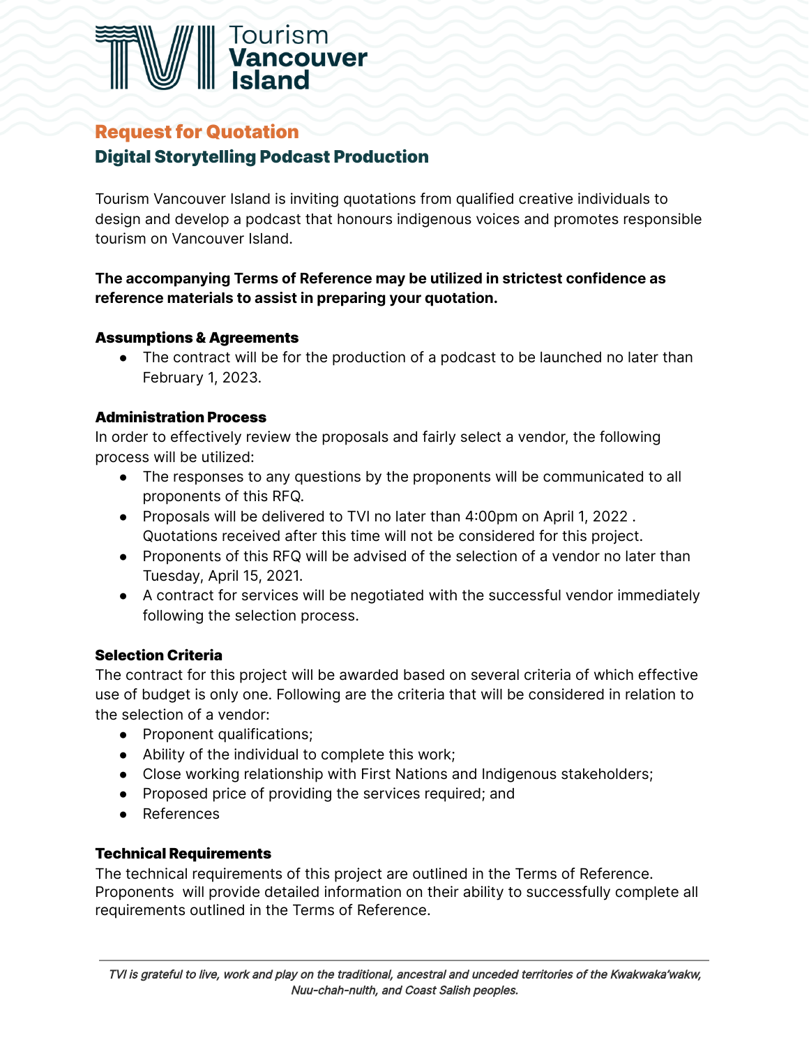# Request for Quotation

## Digital Storytelling Podcast Production

Tourism Vancouver Island is inviting quotations from qualified creative individuals to design and develop a podcast that honours indigenous voices and promotes responsible tourism on Vancouver Island.

**The accompanying Terms of Reference may be utilized in strictest confidence as reference materials to assist in preparing your quotation.**

### Assumptions & Agreements

- The contract will be for the production of a podcast to be launched no later than February 1, 2023.

### Administration Process

In order to effectively review the proposals and fairly select a vendor, the following process will be utilized:

- The responses to any questions by the proponents will be communicated to all proponents of this RFQ.
- Proposals will be delivered to TVI no later than 4:00pm on April 1, 2022 . Quotations received after this time will not be considered for this project.
- Proponents of this RFQ will be advised of the selection of a vendor no later than Tuesday, April 15, 2021.
- A contract for services will be negotiated with the successful vendor immediately following the selection process.

### Selection Criteria

The contract for this project will be awarded based on several criteria of which effective use of budget is only one. Following are the criteria that will be considered in relation to the selection of a vendor:

- Proponent qualifications;
- Ability of the individual to complete this work;
- Close working relationship with First Nations and Indigenous stakeholders;
- Proposed price of providing the services required; and
- References

### Technical Requirements

The technical requirements of this project are outlined in the Terms of Reference. Proponents will provide detailed information on their ability to successfully complete all requirements outlined in the Terms of Reference.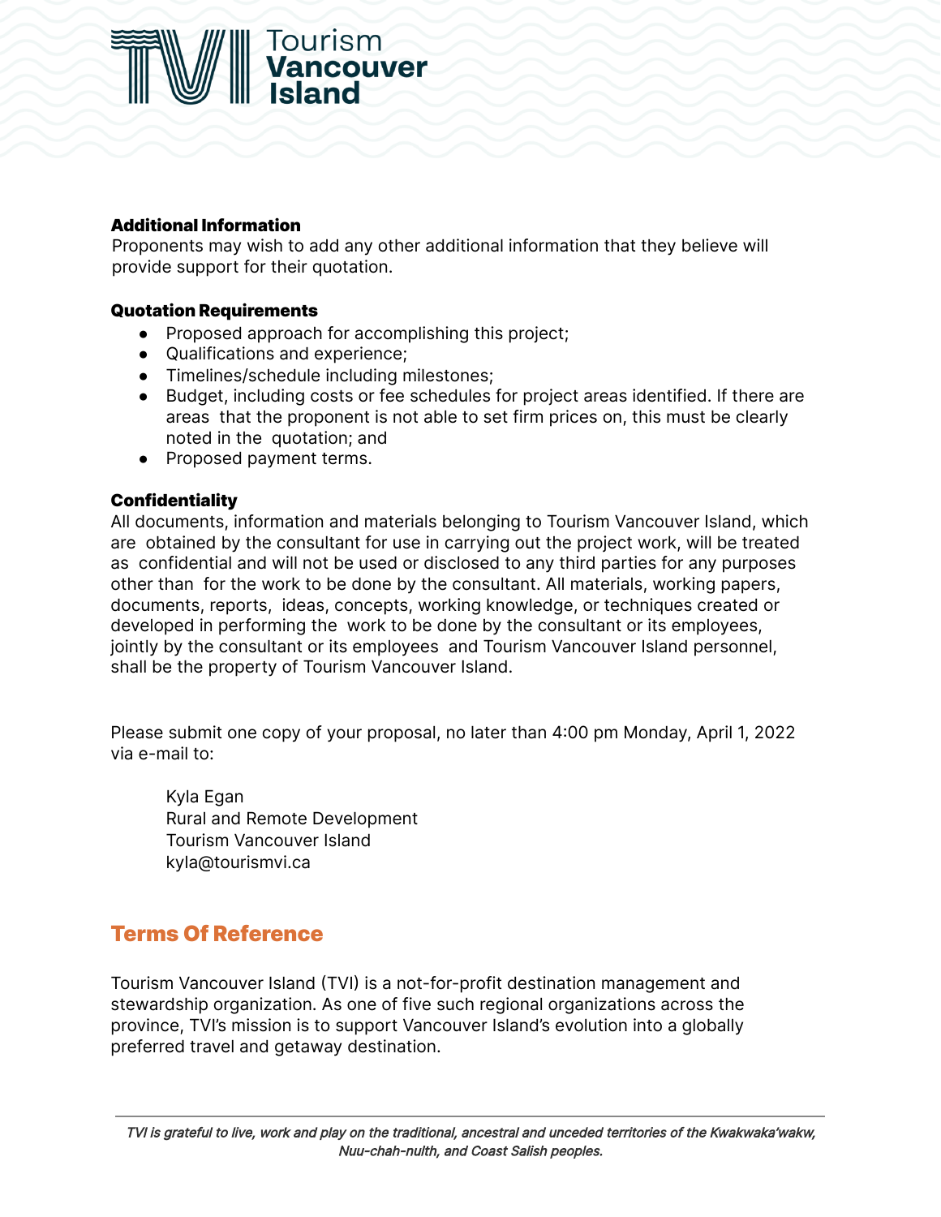### Additional Information

Proponents may wish to add any other additional information that they believe will provide support for their quotation.

### Quotation Requirements

- Proposed approach for accomplishing this project;
- Qualifications and experience;
- Timelines/schedule including milestones;
- Budget, including costs or fee schedules for project areas identified. If there are areas that the proponent is not able to set firm prices on, this must be clearly noted in the quotation; and
- Proposed payment terms.

### Confidentiality

All documents, information and materials belonging to Tourism Vancouver Island, which are obtained by the consultant for use in carrying out the project work, will be treated as confidential and will not be used or disclosed to any third parties for any purposes other than for the work to be done by the consultant. All materials, working papers, documents, reports, ideas, concepts, working knowledge, or techniques created or developed in performing the work to be done by the consultant or its employees, jointly by the consultant or its employees and Tourism Vancouver Island personnel, shall be the property of Tourism Vancouver Island.

Please submit one copy of your proposal, no later than 4:00 pm Monday, April 1, 2022 via e-mail to:

Kyla Egan
Rural and Remote Development
Tourism Vancouver Island
kyla@tourismvi.ca

## Terms Of Reference

Tourism Vancouver Island (TVI) is a not-for-profit destination management and stewardship organization. As one of five such regional organizations across the province, TVI's mission is to support Vancouver Island's evolution into a globally preferred travel and getaway destination.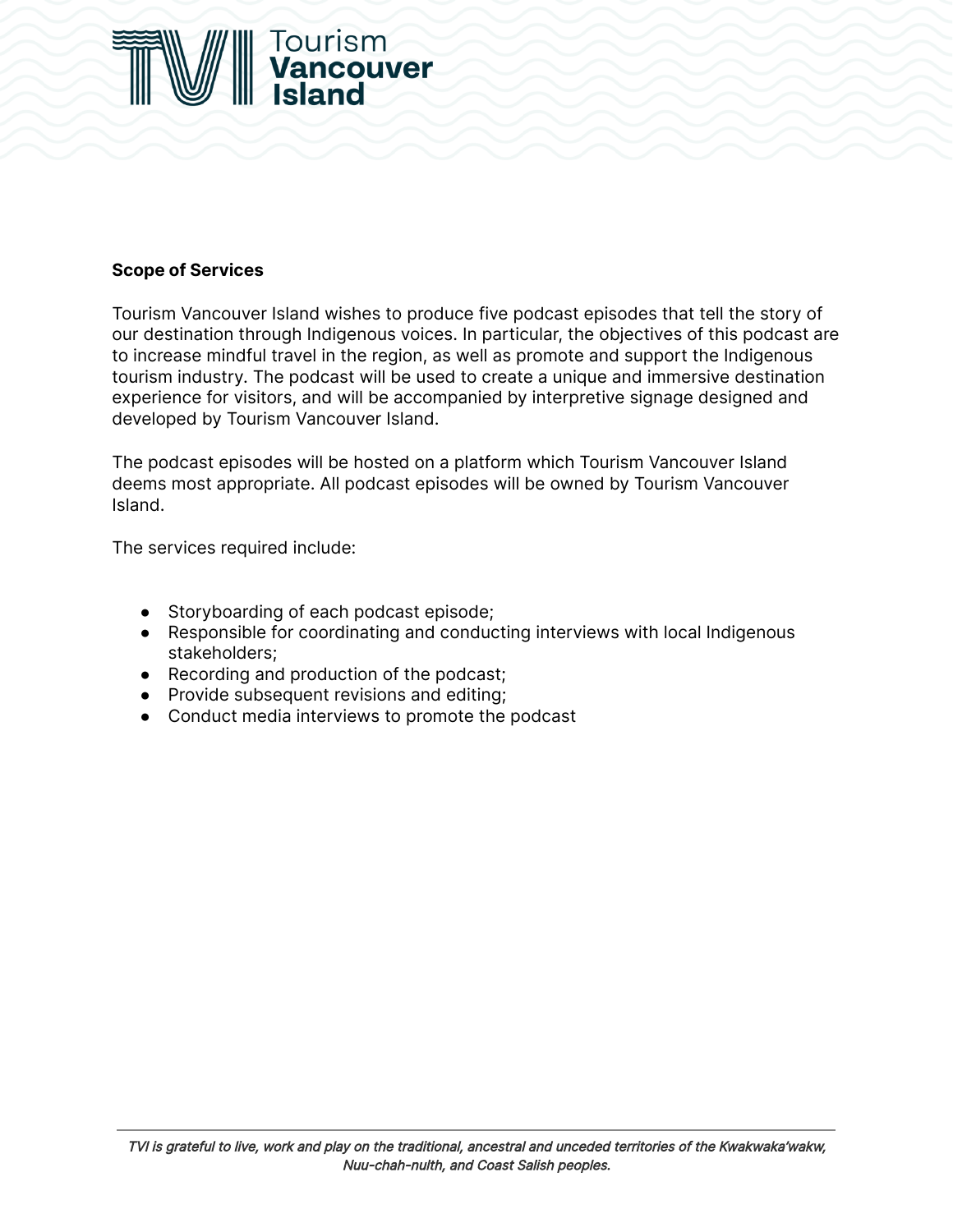**Scope of Services**

Tourism Vancouver Island wishes to produce five podcast episodes that tell the story of our destination through Indigenous voices. In particular, the objectives of this podcast are to increase mindful travel in the region, as well as promote and support the Indigenous tourism industry. The podcast will be used to create a unique and immersive destination experience for visitors, and will be accompanied by interpretive signage designed and developed by Tourism Vancouver Island.

The podcast episodes will be hosted on a platform which Tourism Vancouver Island deems most appropriate. All podcast episodes will be owned by Tourism Vancouver Island.

The services required include:

- Storyboarding of each podcast episode;
- Responsible for coordinating and conducting interviews with local Indigenous stakeholders;
- Recording and production of the podcast;
- Provide subsequent revisions and editing;
- Conduct media interviews to promote the podcast